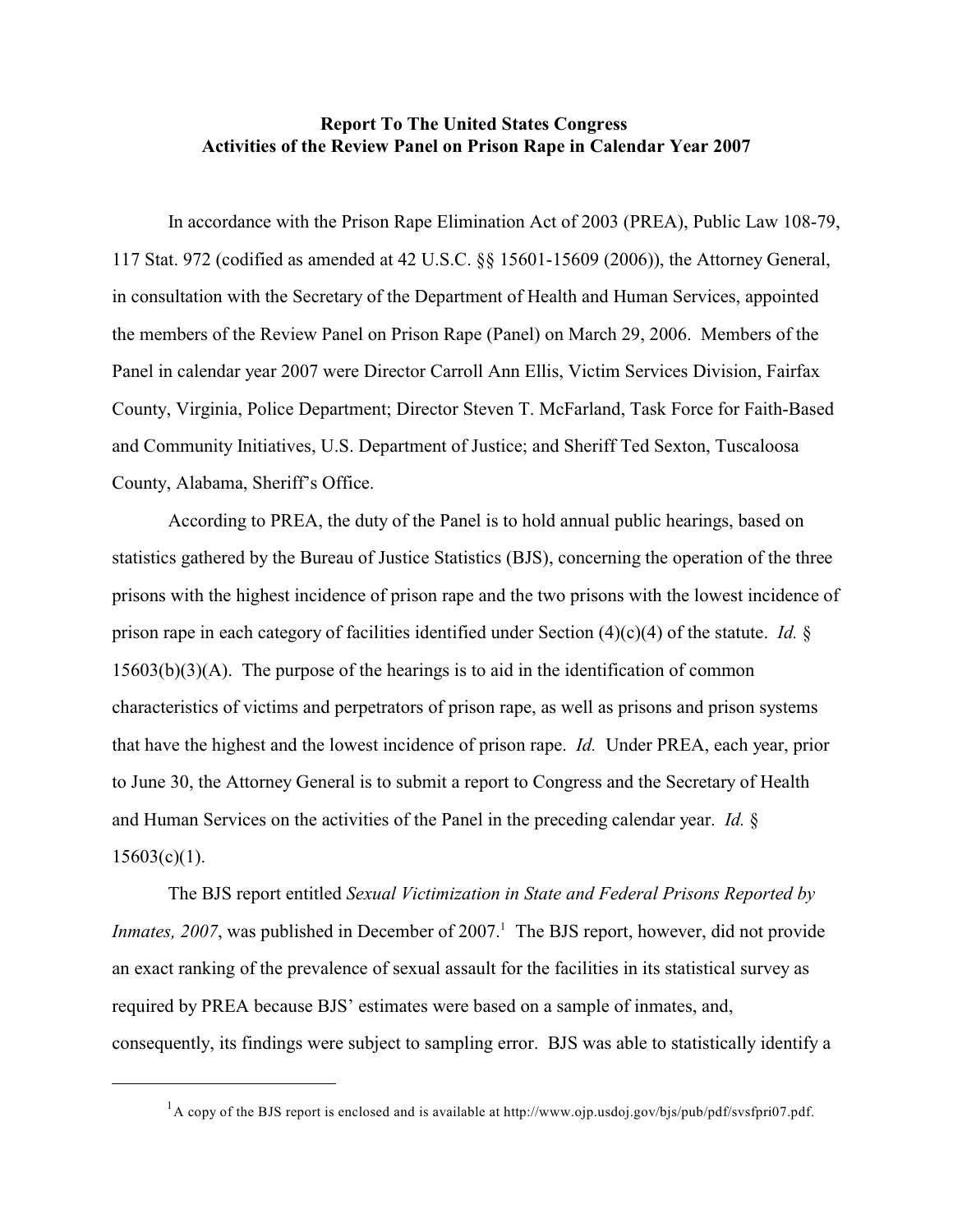**Report To The United States Congress**
**Activities of the Review Panel on Prison Rape in Calendar Year 2007**

In accordance with the Prison Rape Elimination Act of 2003 (PREA), Public Law 108-79, 117 Stat. 972 (codified as amended at 42 U.S.C. §§ 15601-15609 (2006)), the Attorney General, in consultation with the Secretary of the Department of Health and Human Services, appointed the members of the Review Panel on Prison Rape (Panel) on March 29, 2006. Members of the Panel in calendar year 2007 were Director Carroll Ann Ellis, Victim Services Division, Fairfax County, Virginia, Police Department; Director Steven T. McFarland, Task Force for Faith-Based and Community Initiatives, U.S. Department of Justice; and Sheriff Ted Sexton, Tuscaloosa County, Alabama, Sheriff's Office.

According to PREA, the duty of the Panel is to hold annual public hearings, based on statistics gathered by the Bureau of Justice Statistics (BJS), concerning the operation of the three prisons with the highest incidence of prison rape and the two prisons with the lowest incidence of prison rape in each category of facilities identified under Section (4)(c)(4) of the statute. *Id.* § 15603(b)(3)(A). The purpose of the hearings is to aid in the identification of common characteristics of victims and perpetrators of prison rape, as well as prisons and prison systems that have the highest and the lowest incidence of prison rape. *Id.* Under PREA, each year, prior to June 30, the Attorney General is to submit a report to Congress and the Secretary of Health and Human Services on the activities of the Panel in the preceding calendar year. *Id.* § 15603(c)(1).

The BJS report entitled *Sexual Victimization in State and Federal Prisons Reported by Inmates, 2007*, was published in December of 2007.[1] The BJS report, however, did not provide an exact ranking of the prevalence of sexual assault for the facilities in its statistical survey as required by PREA because BJS' estimates were based on a sample of inmates, and, consequently, its findings were subject to sampling error. BJS was able to statistically identify a

[1] A copy of the BJS report is enclosed and is available at http://www.ojp.usdoj.gov/bjs/pub/pdf/svsfpri07.pdf.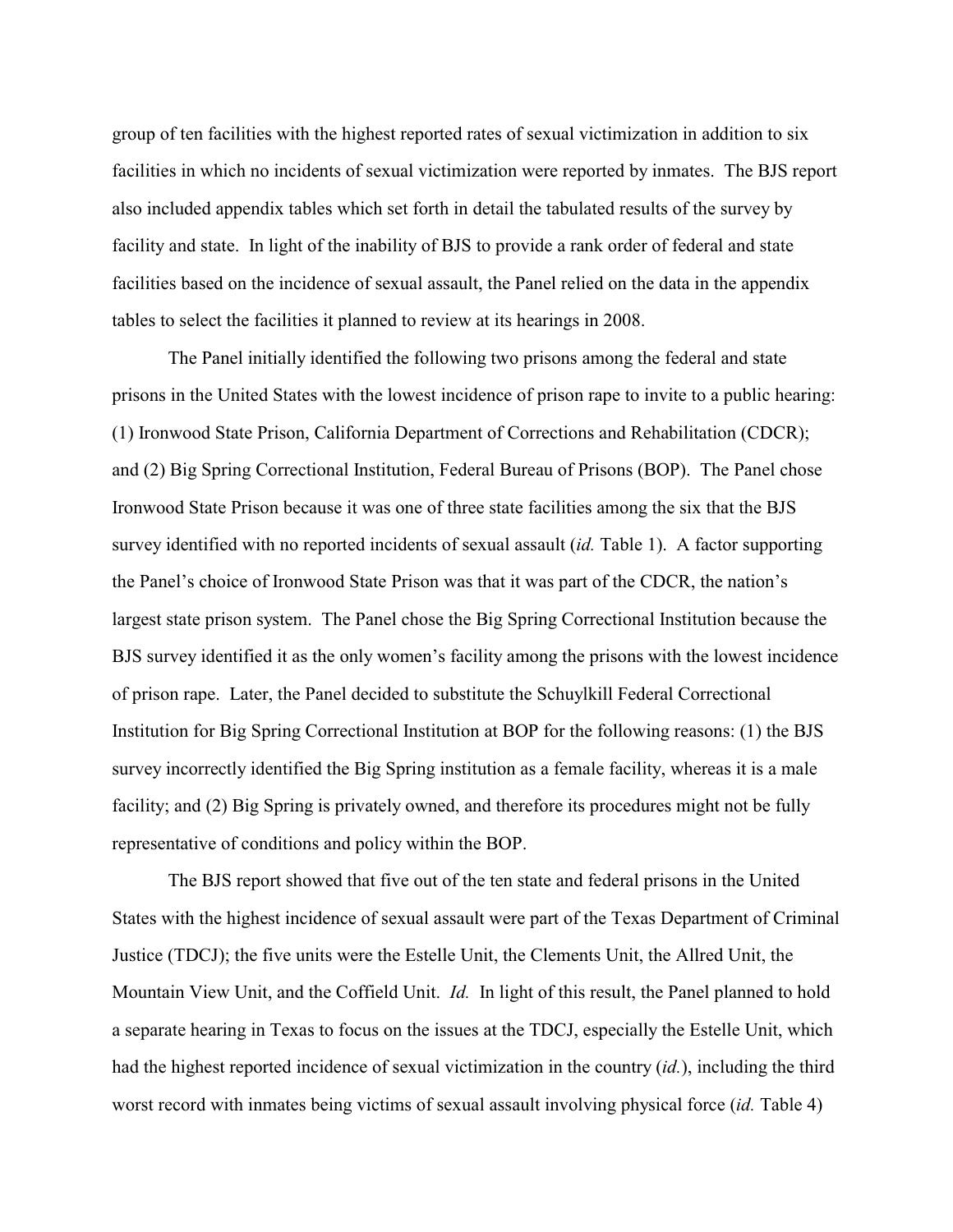group of ten facilities with the highest reported rates of sexual victimization in addition to six facilities in which no incidents of sexual victimization were reported by inmates. The BJS report also included appendix tables which set forth in detail the tabulated results of the survey by facility and state. In light of the inability of BJS to provide a rank order of federal and state facilities based on the incidence of sexual assault, the Panel relied on the data in the appendix tables to select the facilities it planned to review at its hearings in 2008.

The Panel initially identified the following two prisons among the federal and state prisons in the United States with the lowest incidence of prison rape to invite to a public hearing: (1) Ironwood State Prison, California Department of Corrections and Rehabilitation (CDCR); and (2) Big Spring Correctional Institution, Federal Bureau of Prisons (BOP). The Panel chose Ironwood State Prison because it was one of three state facilities among the six that the BJS survey identified with no reported incidents of sexual assault (*id.* Table 1). A factor supporting the Panel's choice of Ironwood State Prison was that it was part of the CDCR, the nation's largest state prison system. The Panel chose the Big Spring Correctional Institution because the BJS survey identified it as the only women's facility among the prisons with the lowest incidence of prison rape. Later, the Panel decided to substitute the Schuylkill Federal Correctional Institution for Big Spring Correctional Institution at BOP for the following reasons: (1) the BJS survey incorrectly identified the Big Spring institution as a female facility, whereas it is a male facility; and (2) Big Spring is privately owned, and therefore its procedures might not be fully representative of conditions and policy within the BOP.

The BJS report showed that five out of the ten state and federal prisons in the United States with the highest incidence of sexual assault were part of the Texas Department of Criminal Justice (TDCJ); the five units were the Estelle Unit, the Clements Unit, the Allred Unit, the Mountain View Unit, and the Coffield Unit. *Id.* In light of this result, the Panel planned to hold a separate hearing in Texas to focus on the issues at the TDCJ, especially the Estelle Unit, which had the highest reported incidence of sexual victimization in the country (*id.*), including the third worst record with inmates being victims of sexual assault involving physical force (*id.* Table 4)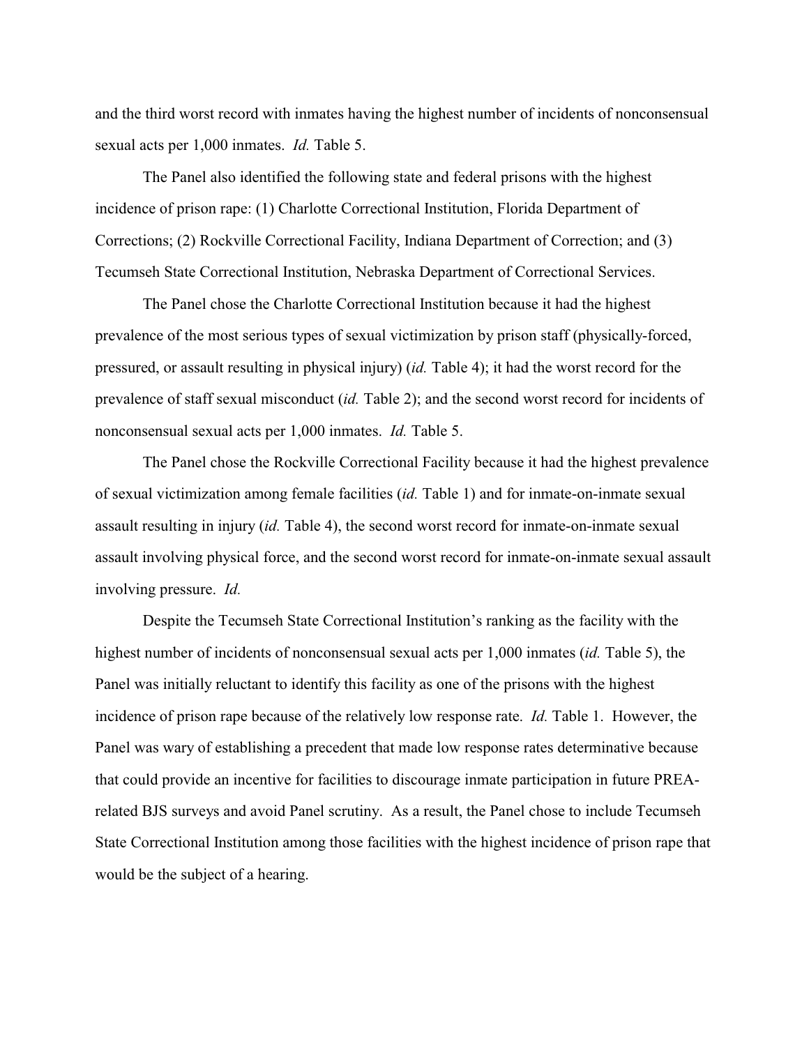and the third worst record with inmates having the highest number of incidents of nonconsensual sexual acts per 1,000 inmates. *Id.* Table 5.

The Panel also identified the following state and federal prisons with the highest incidence of prison rape: (1) Charlotte Correctional Institution, Florida Department of Corrections; (2) Rockville Correctional Facility, Indiana Department of Correction; and (3) Tecumseh State Correctional Institution, Nebraska Department of Correctional Services.

The Panel chose the Charlotte Correctional Institution because it had the highest prevalence of the most serious types of sexual victimization by prison staff (physically-forced, pressured, or assault resulting in physical injury) (*id.* Table 4); it had the worst record for the prevalence of staff sexual misconduct (*id.* Table 2); and the second worst record for incidents of nonconsensual sexual acts per 1,000 inmates. *Id.* Table 5.

The Panel chose the Rockville Correctional Facility because it had the highest prevalence of sexual victimization among female facilities (*id.* Table 1) and for inmate-on-inmate sexual assault resulting in injury (*id.* Table 4), the second worst record for inmate-on-inmate sexual assault involving physical force, and the second worst record for inmate-on-inmate sexual assault involving pressure. *Id.*

Despite the Tecumseh State Correctional Institution's ranking as the facility with the highest number of incidents of nonconsensual sexual acts per 1,000 inmates (*id.* Table 5), the Panel was initially reluctant to identify this facility as one of the prisons with the highest incidence of prison rape because of the relatively low response rate. *Id.* Table 1. However, the Panel was wary of establishing a precedent that made low response rates determinative because that could provide an incentive for facilities to discourage inmate participation in future PREA-related BJS surveys and avoid Panel scrutiny. As a result, the Panel chose to include Tecumseh State Correctional Institution among those facilities with the highest incidence of prison rape that would be the subject of a hearing.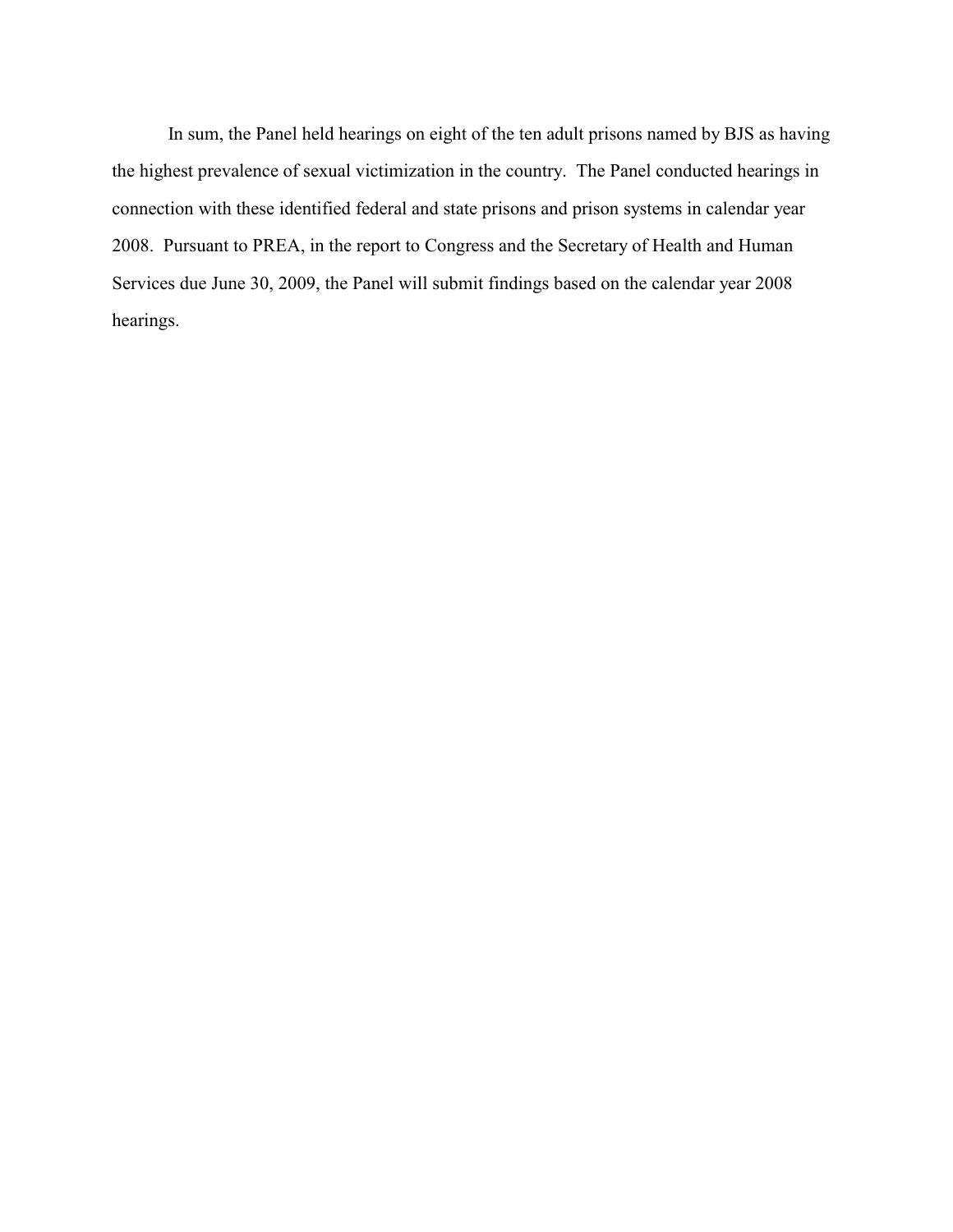In sum, the Panel held hearings on eight of the ten adult prisons named by BJS as having the highest prevalence of sexual victimization in the country. The Panel conducted hearings in connection with these identified federal and state prisons and prison systems in calendar year 2008. Pursuant to PREA, in the report to Congress and the Secretary of Health and Human Services due June 30, 2009, the Panel will submit findings based on the calendar year 2008 hearings.